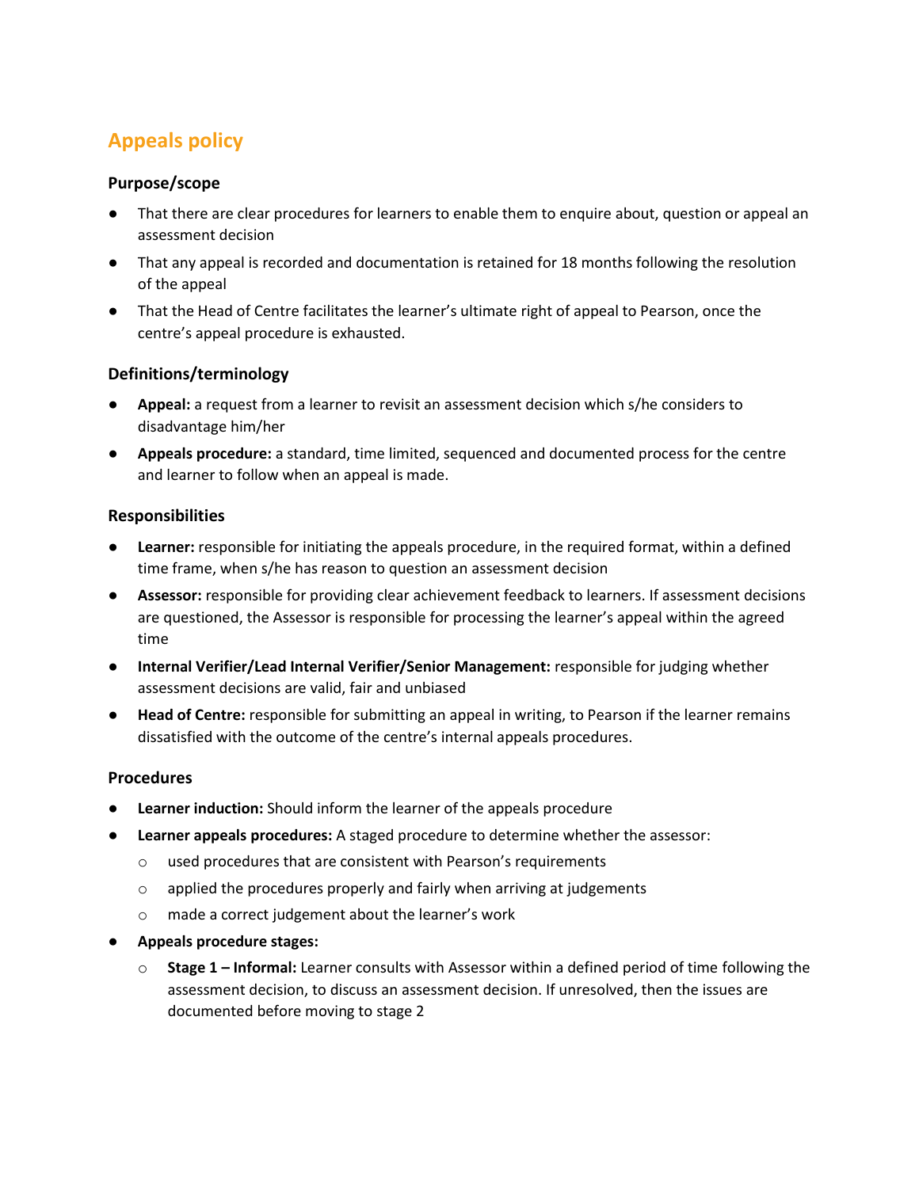# Appeals policy

## Purpose/scope

- That there are clear procedures for learners to enable them to enquire about, question or appeal an assessment decision
- That any appeal is recorded and documentation is retained for 18 months following the resolution of the appeal
- That the Head of Centre facilitates the learner's ultimate right of appeal to Pearson, once the centre's appeal procedure is exhausted.

## Definitions/terminology

- **Appeal:** a request from a learner to revisit an assessment decision which s/he considers to disadvantage him/her
- **Appeals procedure:** a standard, time limited, sequenced and documented process for the centre and learner to follow when an appeal is made.

## Responsibilities

- **Learner:** responsible for initiating the appeals procedure, in the required format, within a defined time frame, when s/he has reason to question an assessment decision
- **Assessor:** responsible for providing clear achievement feedback to learners. If assessment decisions are questioned, the Assessor is responsible for processing the learner's appeal within the agreed time
- **Internal Verifier/Lead Internal Verifier/Senior Management:** responsible for judging whether assessment decisions are valid, fair and unbiased
- **Head of Centre:** responsible for submitting an appeal in writing, to Pearson if the learner remains dissatisfied with the outcome of the centre's internal appeals procedures.

## Procedures

- **Learner induction:** Should inform the learner of the appeals procedure
- **Learner appeals procedures:** A staged procedure to determine whether the assessor:
  - used procedures that are consistent with Pearson's requirements
  - applied the procedures properly and fairly when arriving at judgements
  - made a correct judgement about the learner's work
- **Appeals procedure stages:**
  - **Stage 1 – Informal:** Learner consults with Assessor within a defined period of time following the assessment decision, to discuss an assessment decision. If unresolved, then the issues are documented before moving to stage 2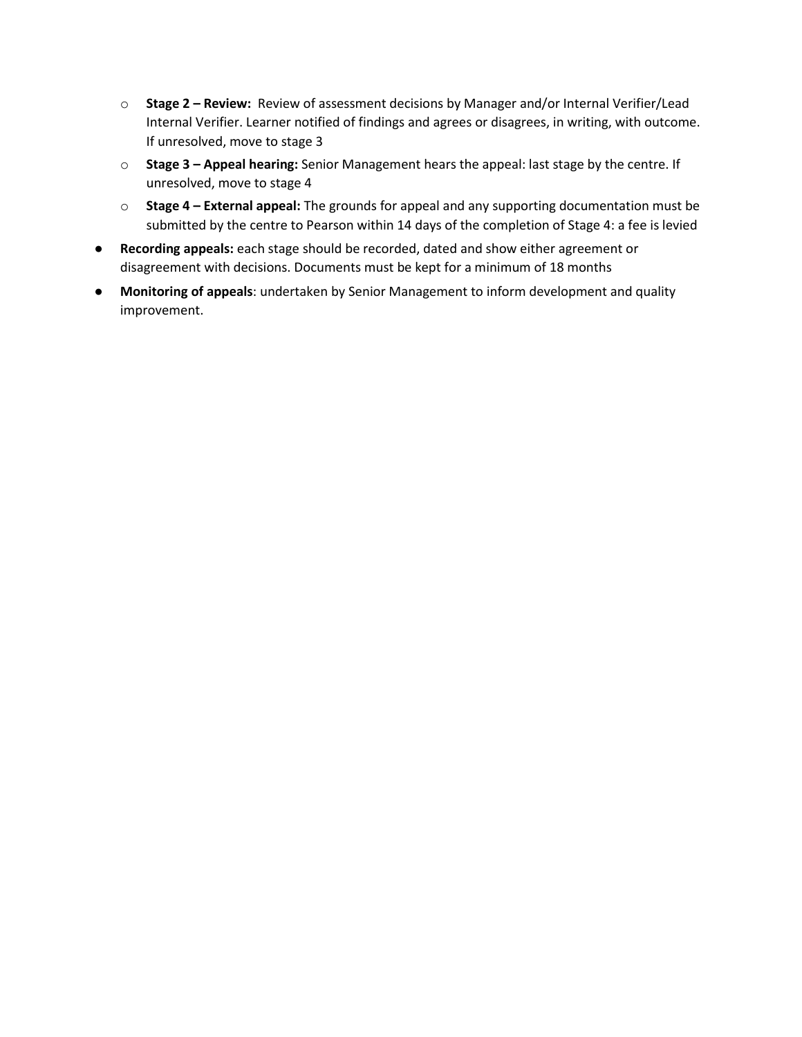- **Stage 2 – Review:** Review of assessment decisions by Manager and/or Internal Verifier/Lead Internal Verifier. Learner notified of findings and agrees or disagrees, in writing, with outcome. If unresolved, move to stage 3
  - **Stage 3 – Appeal hearing:** Senior Management hears the appeal: last stage by the centre. If unresolved, move to stage 4
  - **Stage 4 – External appeal:** The grounds for appeal and any supporting documentation must be submitted by the centre to Pearson within 14 days of the completion of Stage 4: a fee is levied
- **Recording appeals:** each stage should be recorded, dated and show either agreement or disagreement with decisions. Documents must be kept for a minimum of 18 months
- **Monitoring of appeals**: undertaken by Senior Management to inform development and quality improvement.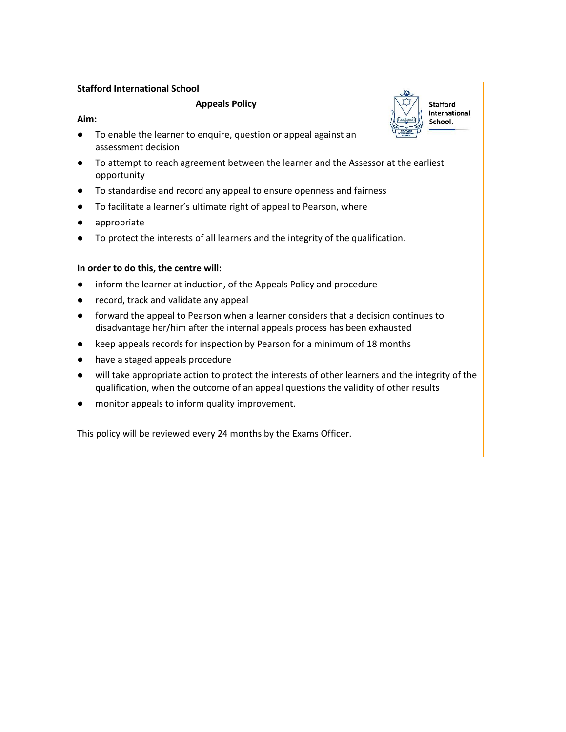**Stafford International School**

## Appeals Policy

**Aim:**

- To enable the learner to enquire, question or appeal against an assessment decision
- To attempt to reach agreement between the learner and the Assessor at the earliest opportunity
- To standardise and record any appeal to ensure openness and fairness
- To facilitate a learner's ultimate right of appeal to Pearson, where
- appropriate
- To protect the interests of all learners and the integrity of the qualification.

**In order to do this, the centre will:**

- inform the learner at induction, of the Appeals Policy and procedure
- record, track and validate any appeal
- forward the appeal to Pearson when a learner considers that a decision continues to disadvantage her/him after the internal appeals process has been exhausted
- keep appeals records for inspection by Pearson for a minimum of 18 months
- have a staged appeals procedure
- will take appropriate action to protect the interests of other learners and the integrity of the qualification, when the outcome of an appeal questions the validity of other results
- monitor appeals to inform quality improvement.

This policy will be reviewed every 24 months by the Exams Officer.